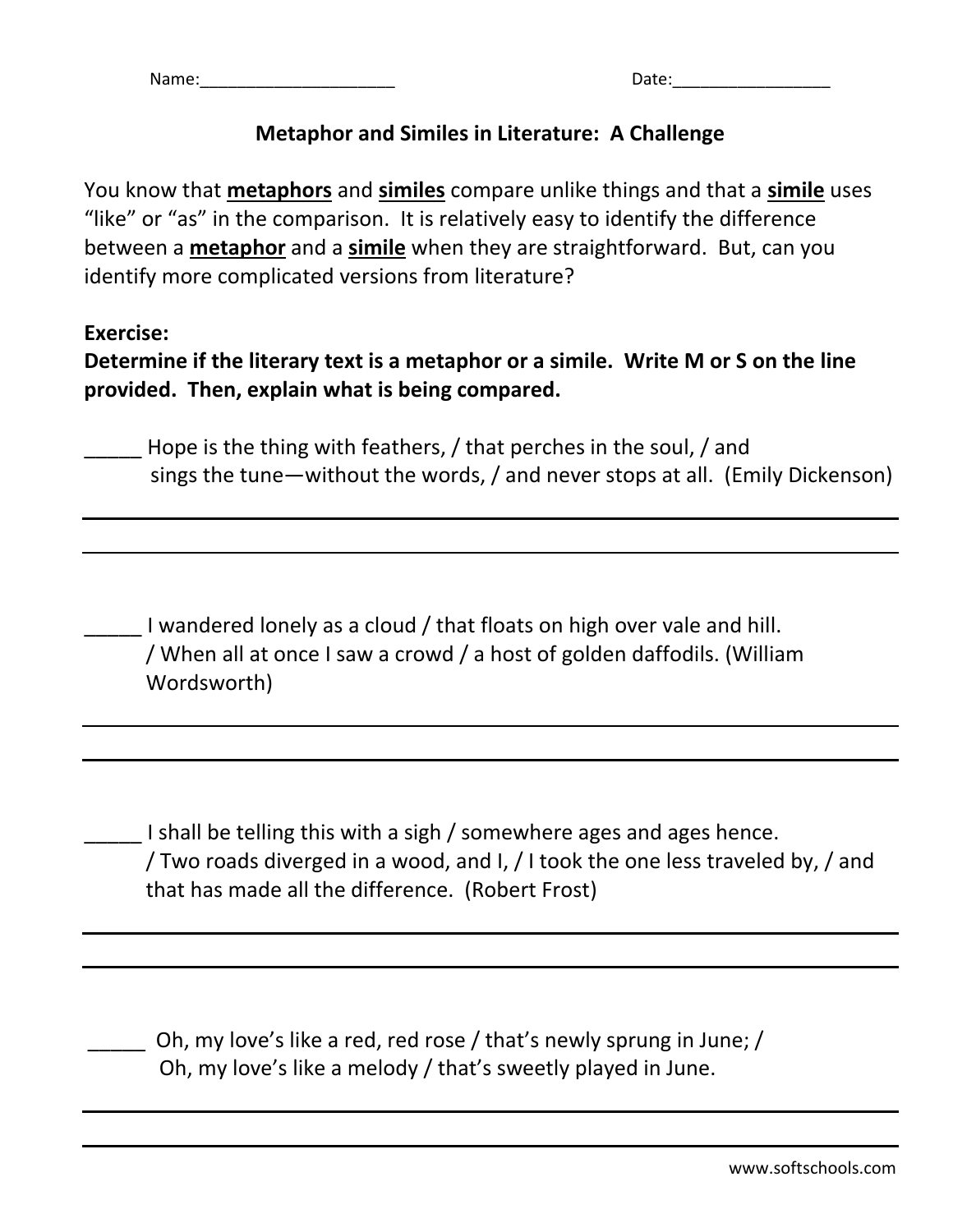Name:_____________________ Date:_________________

**Metaphor and Similes in Literature: A Challenge**

You know that **metaphors** and **similes** compare unlike things and that a **simile** uses "like" or "as" in the comparison. It is relatively easy to identify the difference between a **metaphor** and a **simile** when they are straightforward. But, can you identify more complicated versions from literature?

**Exercise:**
**Determine if the literary text is a metaphor or a simile. Write M or S on the line provided. Then, explain what is being compared.**

_____ Hope is the thing with feathers, / that perches in the soul, / and sings the tune—without the words, / and never stops at all. (Emily Dickenson)

______________________________________________________________________

______________________________________________________________________

_____ I wandered lonely as a cloud / that floats on high over vale and hill. / When all at once I saw a crowd / a host of golden daffodils. (William Wordsworth)

______________________________________________________________________

______________________________________________________________________

_____ I shall be telling this with a sigh / somewhere ages and ages hence. / Two roads diverged in a wood, and I, / I took the one less traveled by, / and that has made all the difference. (Robert Frost)

______________________________________________________________________

______________________________________________________________________

_____ Oh, my love's like a red, red rose / that's newly sprung in June; / Oh, my love's like a melody / that's sweetly played in June.

______________________________________________________________________

______________________________________________________________________

www.softschools.com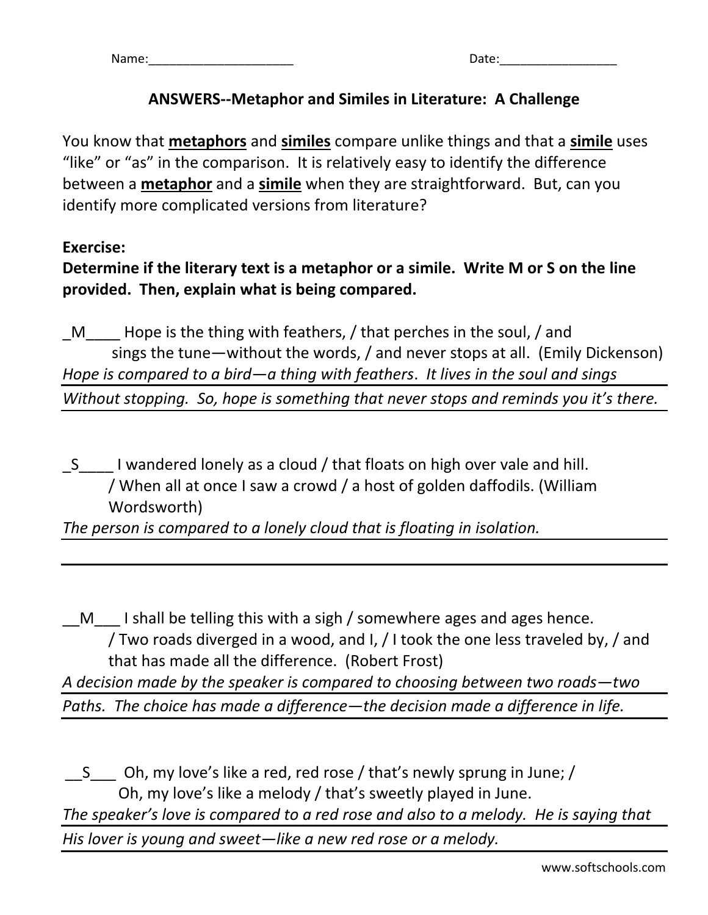Name:_____________________ Date:_________________

## ANSWERS--Metaphor and Similes in Literature: A Challenge

You know that **metaphors** and **similes** compare unlike things and that a **simile** uses "like" or "as" in the comparison. It is relatively easy to identify the difference between a **metaphor** and a **simile** when they are straightforward. But, can you identify more complicated versions from literature?

**Exercise:**

**Determine if the literary text is a metaphor or a simile. Write M or S on the line provided. Then, explain what is being compared.**

_M____ Hope is the thing with feathers, / that perches in the soul, / and sings the tune—without the words, / and never stops at all. (Emily Dickenson)

*Hope is compared to a bird—a thing with feathers. It lives in the soul and sings Without stopping. So, hope is something that never stops and reminds you it's there.*

_S____ I wandered lonely as a cloud / that floats on high over vale and hill. / When all at once I saw a crowd / a host of golden daffodils. (William Wordsworth)

*The person is compared to a lonely cloud that is floating in isolation.*

__M___ I shall be telling this with a sigh / somewhere ages and ages hence. / Two roads diverged in a wood, and I, / I took the one less traveled by, / and that has made all the difference. (Robert Frost)

*A decision made by the speaker is compared to choosing between two roads—two Paths. The choice has made a difference—the decision made a difference in life.*

__S___ Oh, my love's like a red, red rose / that's newly sprung in June; / Oh, my love's like a melody / that's sweetly played in June.

*The speaker's love is compared to a red rose and also to a melody. He is saying that His lover is young and sweet—like a new red rose or a melody.*

www.softschools.com